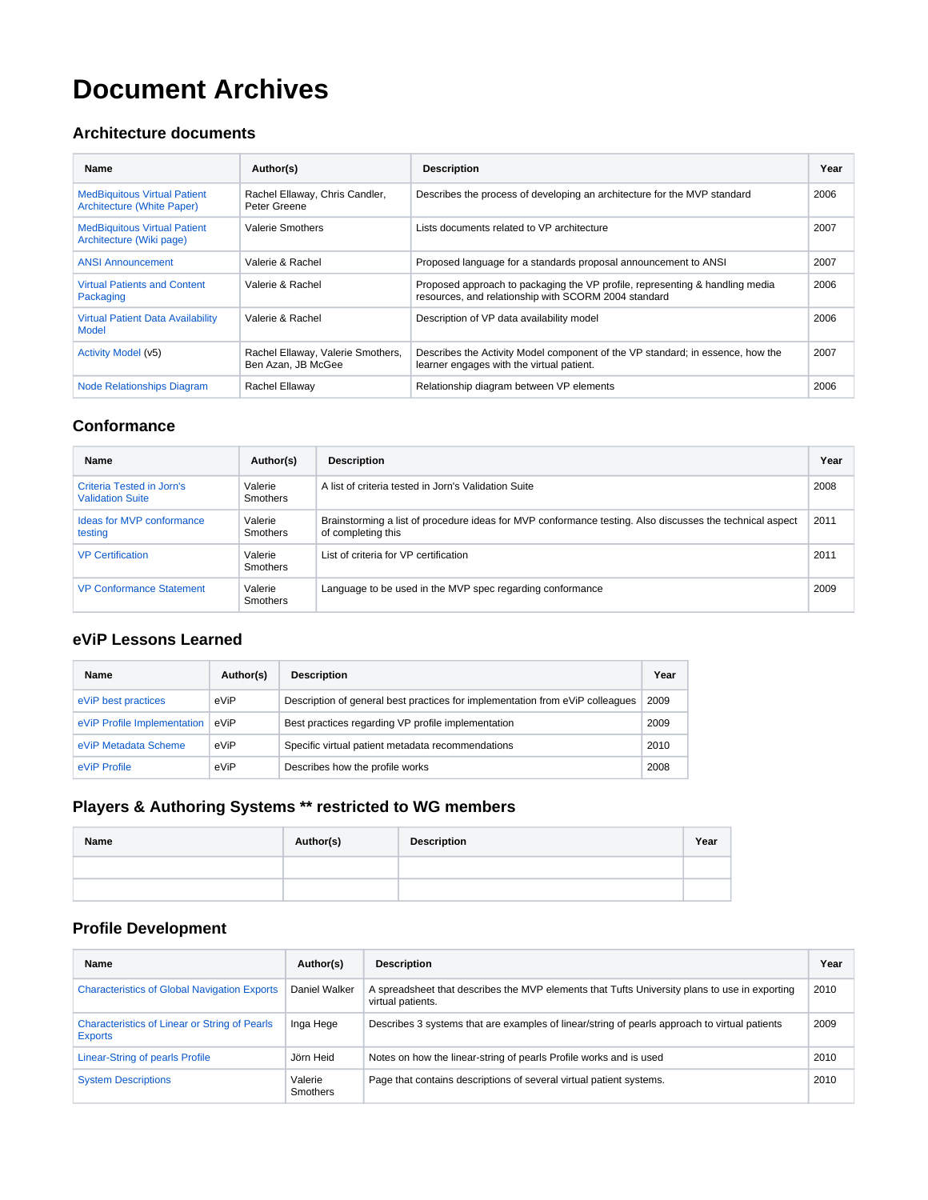# Document Archives

## Architecture documents

| Name | Author(s) | Description | Year |
|---|---|---|---|
| MedBiquitous Virtual Patient Architecture (White Paper) | Rachel Ellaway, Chris Candler, Peter Greene | Describes the process of developing an architecture for the MVP standard | 2006 |
| MedBiquitous Virtual Patient Architecture (Wiki page) | Valerie Smothers | Lists documents related to VP architecture | 2007 |
| ANSI Announcement | Valerie & Rachel | Proposed language for a standards proposal announcement to ANSI | 2007 |
| Virtual Patients and Content Packaging | Valerie & Rachel | Proposed approach to packaging the VP profile, representing & handling media resources, and relationship with SCORM 2004 standard | 2006 |
| Virtual Patient Data Availability Model | Valerie & Rachel | Description of VP data availability model | 2006 |
| Activity Model (v5) | Rachel Ellaway, Valerie Smothers, Ben Azan, JB McGee | Describes the Activity Model component of the VP standard; in essence, how the learner engages with the virtual patient. | 2007 |
| Node Relationships Diagram | Rachel Ellaway | Relationship diagram between VP elements | 2006 |

## Conformance

| Name | Author(s) | Description | Year |
|---|---|---|---|
| Criteria Tested in Jorn's Validation Suite | Valerie Smothers | A list of criteria tested in Jorn's Validation Suite | 2008 |
| Ideas for MVP conformance testing | Valerie Smothers | Brainstorming a list of procedure ideas for MVP conformance testing. Also discusses the technical aspect of completing this | 2011 |
| VP Certification | Valerie Smothers | List of criteria for VP certification | 2011 |
| VP Conformance Statement | Valerie Smothers | Language to be used in the MVP spec regarding conformance | 2009 |

## eViP Lessons Learned

| Name | Author(s) | Description | Year |
|---|---|---|---|
| eViP best practices | eViP | Description of general best practices for implementation from eViP colleagues | 2009 |
| eViP Profile Implementation | eViP | Best practices regarding VP profile implementation | 2009 |
| eViP Metadata Scheme | eViP | Specific virtual patient metadata recommendations | 2010 |
| eViP Profile | eViP | Describes how the profile works | 2008 |

## Players & Authoring Systems ** restricted to WG members

| Name | Author(s) | Description | Year |
|---|---|---|---|
| | | | |
| | | | |

## Profile Development

| Name | Author(s) | Description | Year |
|---|---|---|---|
| Characteristics of Global Navigation Exports | Daniel Walker | A spreadsheet that describes the MVP elements that Tufts University plans to use in exporting virtual patients. | 2010 |
| Characteristics of Linear or String of Pearls Exports | Inga Hege | Describes 3 systems that are examples of linear/string of pearls approach to virtual patients | 2009 |
| Linear-String of pearls Profile | Jörn Heid | Notes on how the linear-string of pearls Profile works and is used | 2010 |
| System Descriptions | Valerie Smothers | Page that contains descriptions of several virtual patient systems. | 2010 |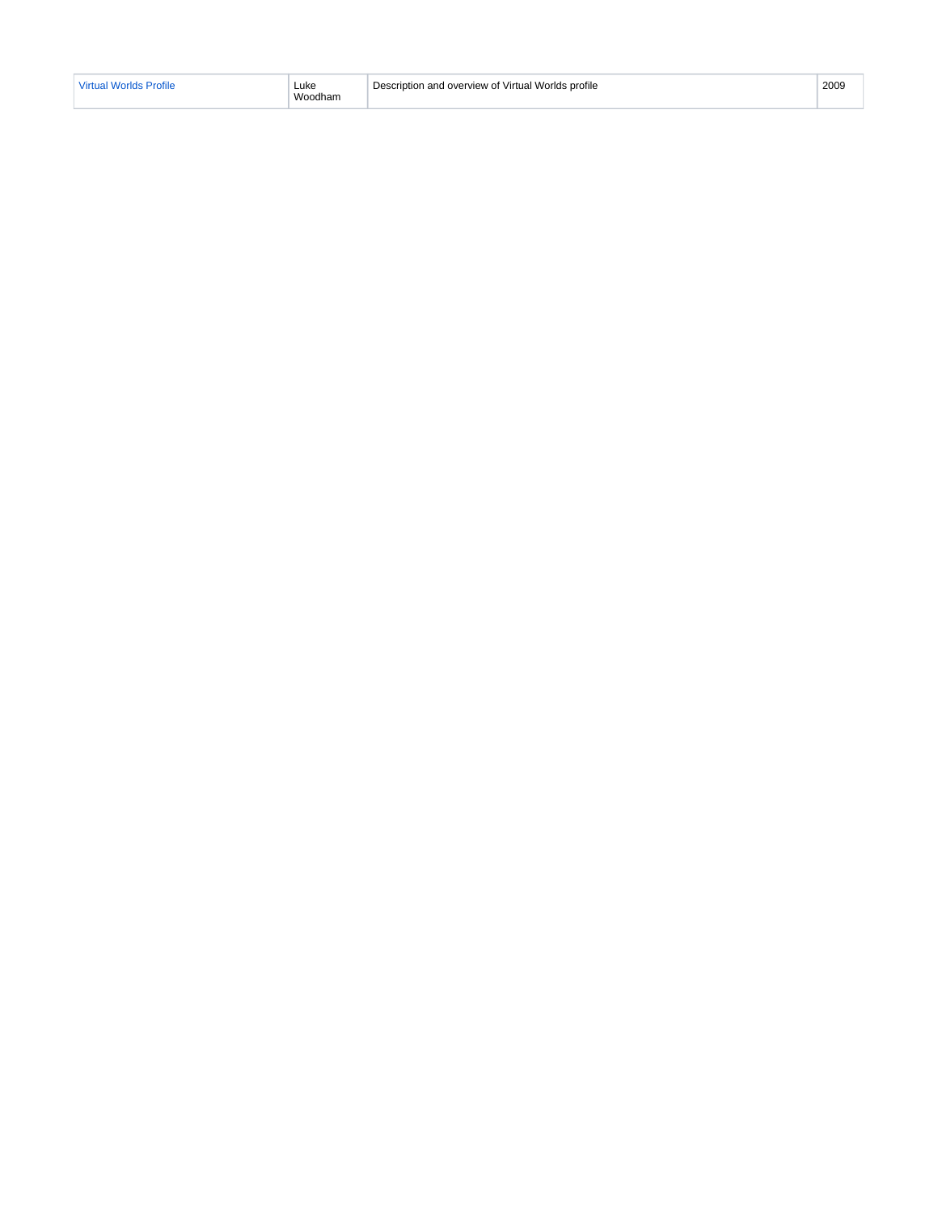| | | | |
|---|---|---|---|
| Virtual Worlds Profile | Luke Woodham | Description and overview of Virtual Worlds profile | 2009 |